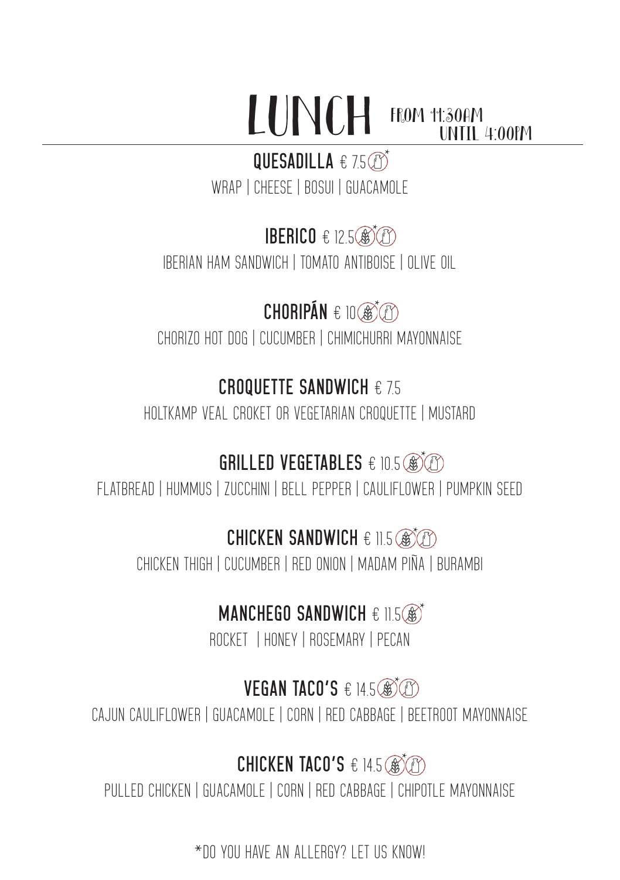# LUNCH FROM 11:30AM UNTIL 4:00PM

**QUESADILLA** € 7.5*

WRAP | CHEESE | BOSUI | GUACAMOLE

**IBERICO** € 12.5*

IBERIAN HAM SANDWICH | TOMATO ANTIBOISE | OLIVE OIL

**CHORIPÁN** € 10*

CHORIZO HOT DOG | CUCUMBER | CHIMICHURRI MAYONNAISE

**CROQUETTE SANDWICH** € 7.5

HOLTKAMP VEAL CROKET OR VEGETARIAN CROQUETTE | MUSTARD

**GRILLED VEGETABLES** € 10.5*

FLATBREAD | HUMMUS | ZUCCHINI | BELL PEPPER | CAULIFLOWER | PUMPKIN SEED

**CHICKEN SANDWICH** € 11.5*

CHICKEN THIGH | CUCUMBER | RED ONION | MADAM PIÑA | BURAMBI

**MANCHEGO SANDWICH** € 11.5*

ROCKET | HONEY | ROSEMARY | PECAN

**VEGAN TACO'S** € 14.5*

CAJUN CAULIFLOWER | GUACAMOLE | CORN | RED CABBAGE | BEETROOT MAYONNAISE

**CHICKEN TACO'S** € 14.5*

PULLED CHICKEN | GUACAMOLE | CORN | RED CABBAGE | CHIPOTLE MAYONNAISE

*DO YOU HAVE AN ALLERGY? LET US KNOW!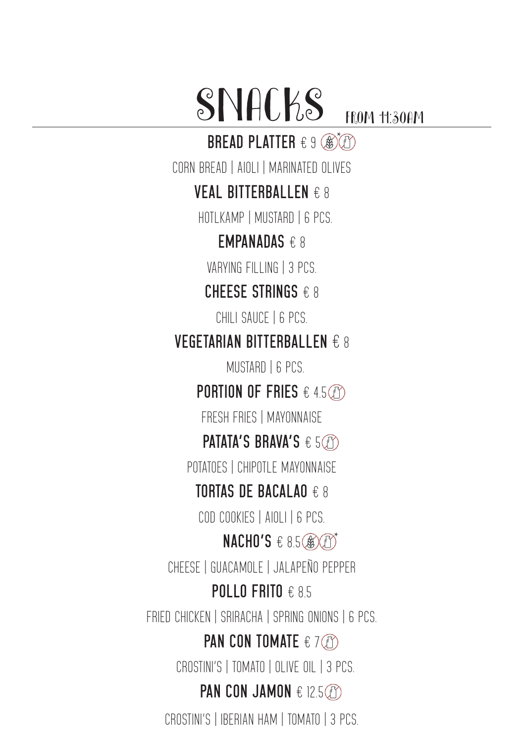# SNACKS FROM 11:30AM

**BREAD PLATTER** € 9

CORN BREAD | AIOLI | MARINATED OLIVES

**VEAL BITTERBALLEN** € 8

HOTLKAMP | MUSTARD | 6 PCS.

**EMPANADAS** € 8

VARYING FILLING | 3 PCS.

**CHEESE STRINGS** € 8

CHILI SAUCE | 6 PCS.

**VEGETARIAN BITTERBALLEN** € 8

MUSTARD | 6 PCS.

**PORTION OF FRIES** € 4.5

FRESH FRIES | MAYONNAISE

**PATATA'S BRAVA'S** € 5

POTATOES | CHIPOTLE MAYONNAISE

**TORTAS DE BACALAO** € 8

COD COOKIES | AIOLI | 6 PCS.

**NACHO'S** € 8.5

CHEESE | GUACAMOLE | JALAPEÑO PEPPER

**POLLO FRITO** € 8.5

FRIED CHICKEN | SRIRACHA | SPRING ONIONS | 6 PCS.

**PAN CON TOMATE** € 7

CROSTINI'S | TOMATO | OLIVE OIL | 3 PCS.

**PAN CON JAMON** € 12.5

CROSTINI'S | IBERIAN HAM | TOMATO | 3 PCS.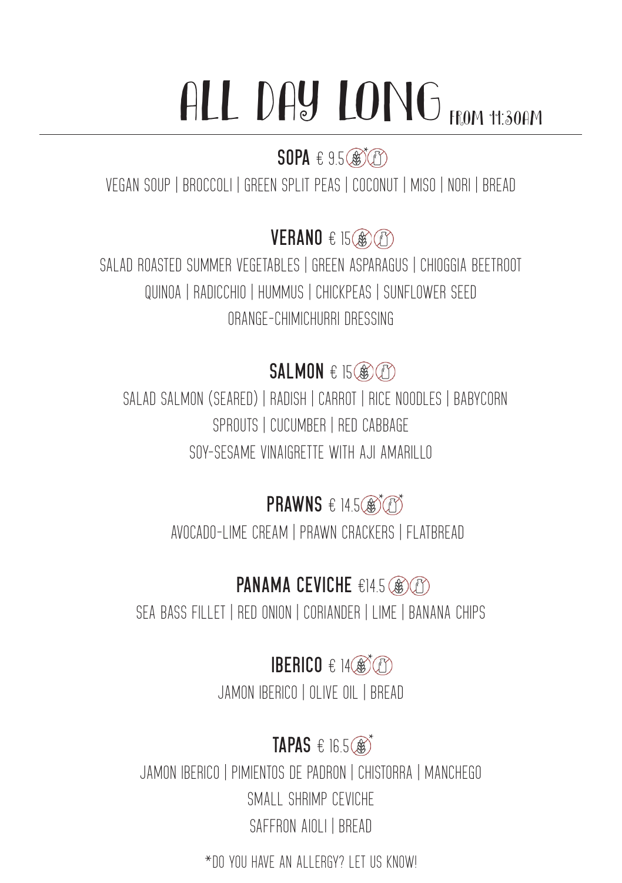# ALL DAY LONG FROM 11:30AM

## SOPA € 9.5

VEGAN SOUP | BROCCOLI | GREEN SPLIT PEAS | COCONUT | MISO | NORI | BREAD

## VERANO € 15

SALAD ROASTED SUMMER VEGETABLES | GREEN ASPARAGUS | CHIOGGIA BEETROOT
QUINOA | RADICCHIO | HUMMUS | CHICKPEAS | SUNFLOWER SEED
ORANGE-CHIMICHURRI DRESSING

## SALMON € 15

SALAD SALMON (SEARED) | RADISH | CARROT | RICE NOODLES | BABYCORN
SPROUTS | CUCUMBER | RED CABBAGE
SOY-SESAME VINAIGRETTE WITH AJI AMARILLO

## PRAWNS € 14.5

AVOCADO-LIME CREAM | PRAWN CRACKERS | FLATBREAD

## PANAMA CEVICHE €14.5

SEA BASS FILLET | RED ONION | CORIANDER | LIME | BANANA CHIPS

## IBERICO € 14

JAMON IBERICO | OLIVE OIL | BREAD

## TAPAS € 16.5

JAMON IBERICO | PIMIENTOS DE PADRON | CHISTORRA | MANCHEGO
SMALL SHRIMP CEVICHE
SAFFRON AIOLI | BREAD

*DO YOU HAVE AN ALLERGY? LET US KNOW!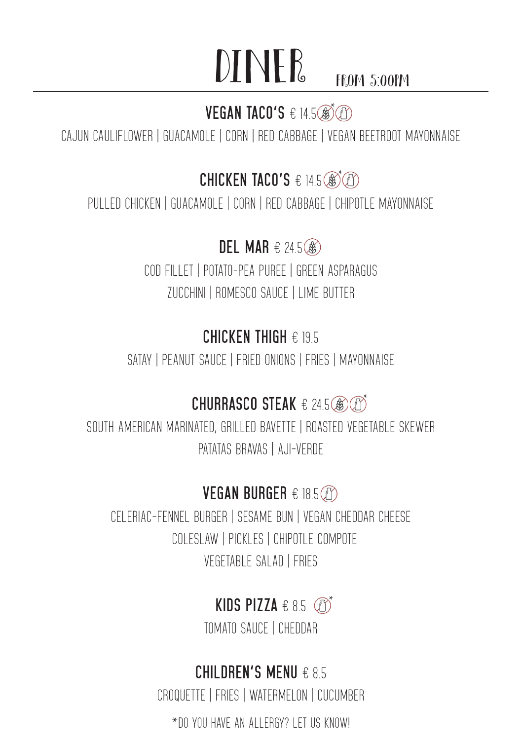# DINER

FROM 5:00PM

### VEGAN TACO'S € 14.5

CAJUN CAULIFLOWER | GUACAMOLE | CORN | RED CABBAGE | VEGAN BEETROOT MAYONNAISE

### CHICKEN TACO'S € 14.5

PULLED CHICKEN | GUACAMOLE | CORN | RED CABBAGE | CHIPOTLE MAYONNAISE

### DEL MAR € 24.5

COD FILLET | POTATO-PEA PUREE | GREEN ASPARAGUS
ZUCCHINI | ROMESCO SAUCE | LIME BUTTER

### CHICKEN THIGH € 19.5

SATAY | PEANUT SAUCE | FRIED ONIONS | FRIES | MAYONNAISE

### CHURRASCO STEAK € 24.5

SOUTH AMERICAN MARINATED, GRILLED BAVETTE | ROASTED VEGETABLE SKEWER
PATATAS BRAVAS | AJI-VERDE

### VEGAN BURGER € 18.5

CELERIAC-FENNEL BURGER | SESAME BUN | VEGAN CHEDDAR CHEESE
COLESLAW | PICKLES | CHIPOTLE COMPOTE
VEGETABLE SALAD | FRIES

### KIDS PIZZA € 8.5

TOMATO SAUCE | CHEDDAR

### CHILDREN'S MENU € 8.5

CROQUETTE | FRIES | WATERMELON | CUCUMBER

*DO YOU HAVE AN ALLERGY? LET US KNOW!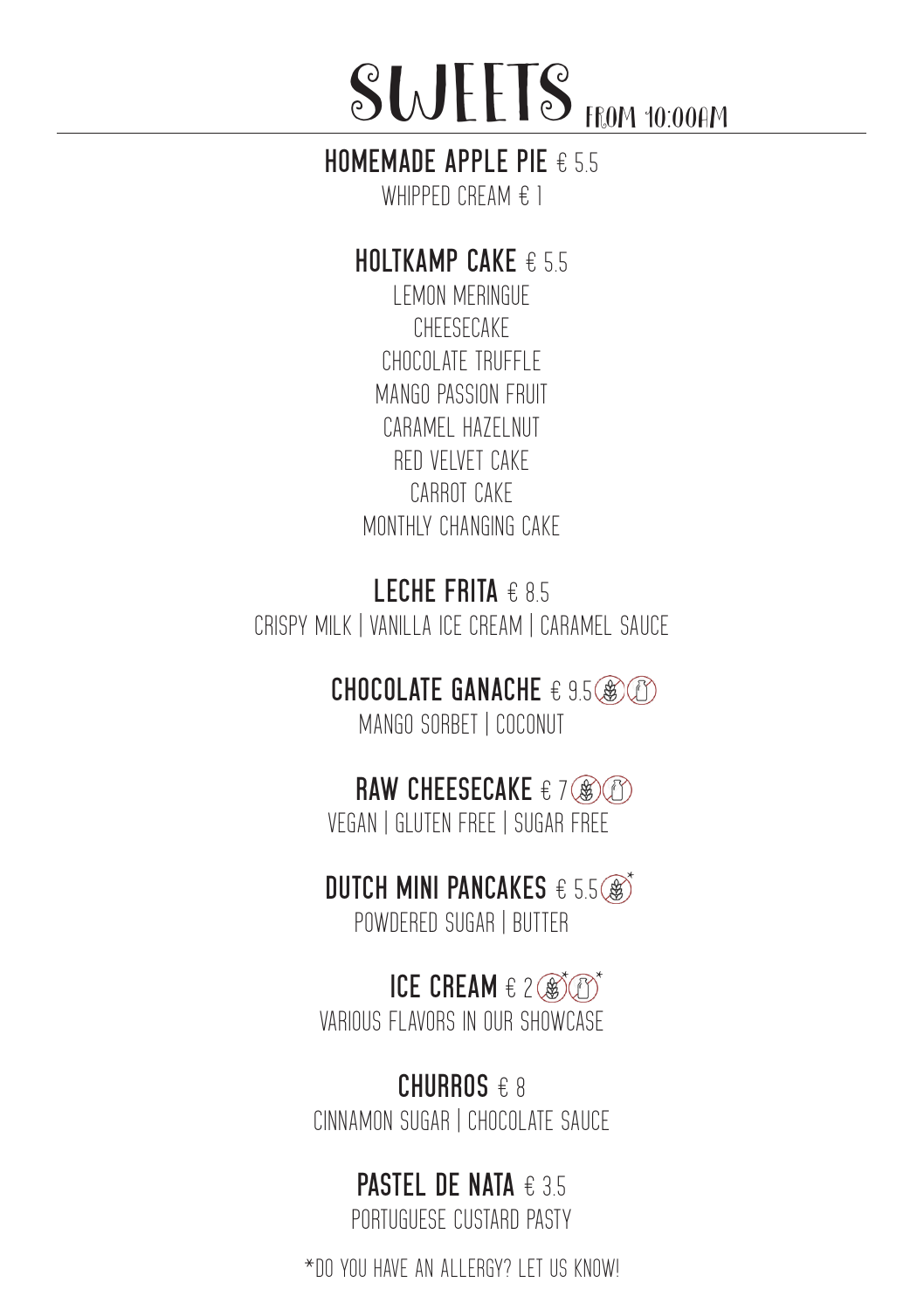# SWEETS FROM 10:00AM

**HOMEMADE APPLE PIE** € 5.5
WHIPPED CREAM € 1

**HOLTKAMP CAKE** € 5.5
LEMON MERINGUE
CHEESECAKE
CHOCOLATE TRUFFLE
MANGO PASSION FRUIT
CARAMEL HAZELNUT
RED VELVET CAKE
CARROT CAKE
MONTHLY CHANGING CAKE

**LECHE FRITA** € 8.5
CRISPY MILK | VANILLA ICE CREAM | CARAMEL SAUCE

**CHOCOLATE GANACHE** € 9.5
MANGO SORBET | COCONUT

**RAW CHEESECAKE** € 7
VEGAN | GLUTEN FREE | SUGAR FREE

**DUTCH MINI PANCAKES** € 5.5 *
POWDERED SUGAR | BUTTER

**ICE CREAM** € 2 * *
VARIOUS FLAVORS IN OUR SHOWCASE

**CHURROS** € 8
CINNAMON SUGAR | CHOCOLATE SAUCE

**PASTEL DE NATA** € 3.5
PORTUGUESE CUSTARD PASTY

*DO YOU HAVE AN ALLERGY? LET US KNOW!